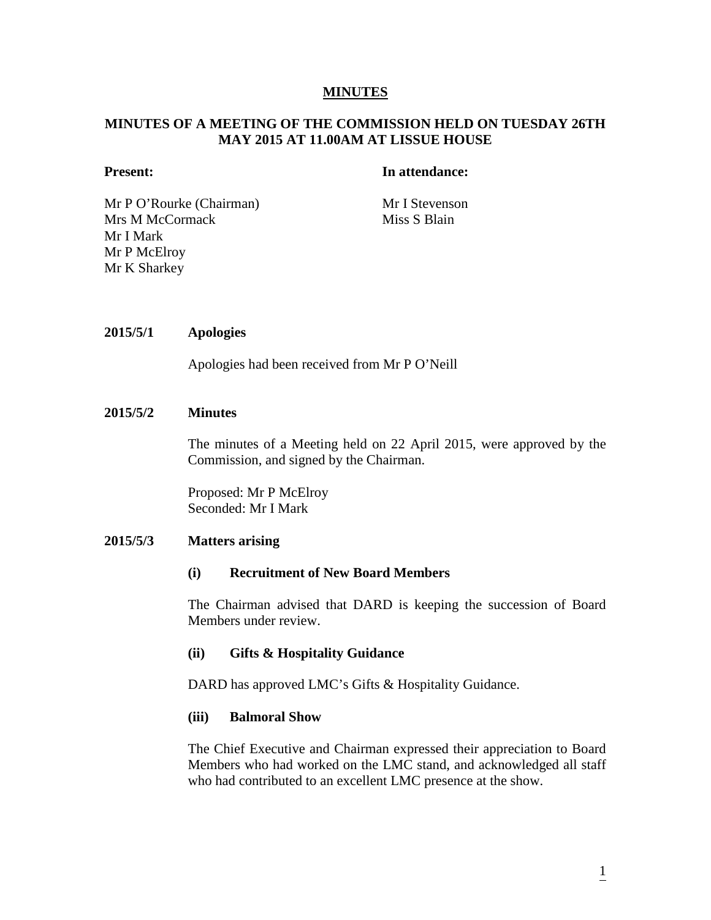# MINUTES

## MINUTES OF A MEETING OF THE COMMISSION HELD ON TUESDAY 26TH MAY 2015 AT 11.00AM AT LISSUE HOUSE

| Present: | In attendance: |
| --- | --- |
| Mr P O'Rourke (Chairman) | Mr I Stevenson |
| Mrs M McCormack | Miss S Blain |
| Mr I Mark | |
| Mr P McElroy | |
| Mr K Sharkey | |

**2015/5/1 Apologies**

Apologies had been received from Mr P O'Neill

**2015/5/2 Minutes**

The minutes of a Meeting held on 22 April 2015, were approved by the Commission, and signed by the Chairman.

Proposed: Mr P McElroy
Seconded: Mr I Mark

**2015/5/3 Matters arising**

**(i) Recruitment of New Board Members**

The Chairman advised that DARD is keeping the succession of Board Members under review.

**(ii) Gifts & Hospitality Guidance**

DARD has approved LMC's Gifts & Hospitality Guidance.

**(iii) Balmoral Show**

The Chief Executive and Chairman expressed their appreciation to Board Members who had worked on the LMC stand, and acknowledged all staff who had contributed to an excellent LMC presence at the show.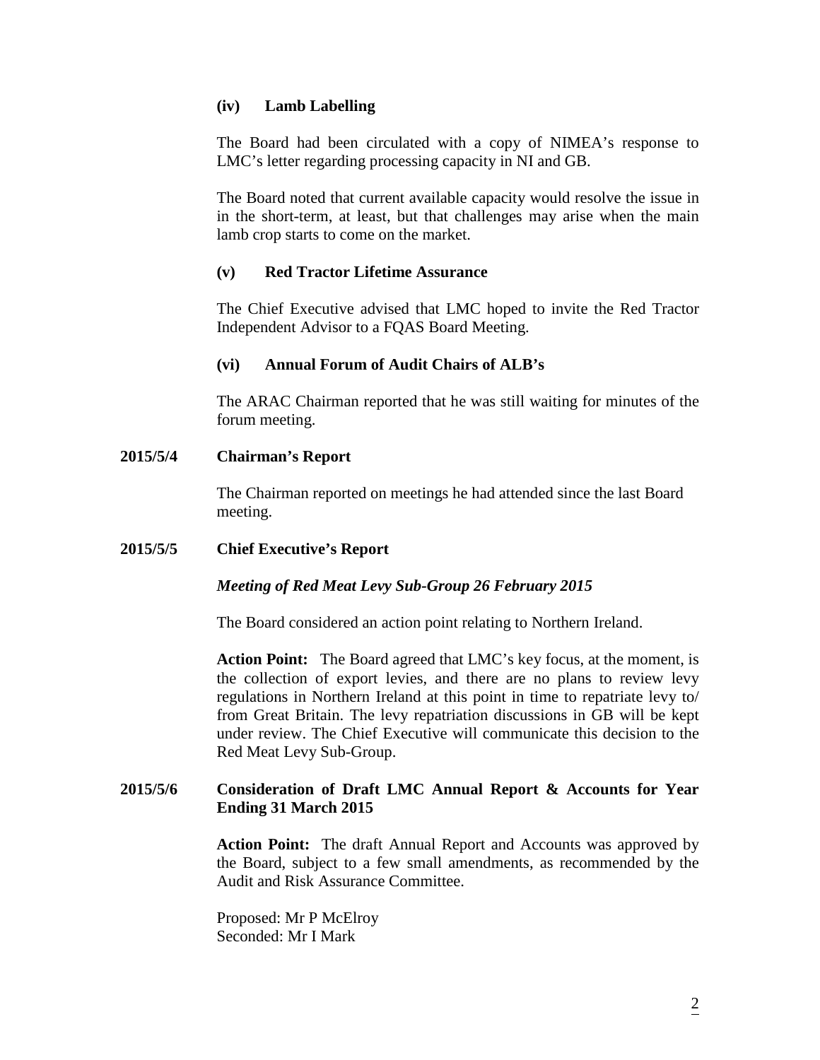### (iv) Lamb Labelling

The Board had been circulated with a copy of NIMEA's response to LMC's letter regarding processing capacity in NI and GB.

The Board noted that current available capacity would resolve the issue in in the short-term, at least, but that challenges may arise when the main lamb crop starts to come on the market.

### (v) Red Tractor Lifetime Assurance

The Chief Executive advised that LMC hoped to invite the Red Tractor Independent Advisor to a FQAS Board Meeting.

### (vi) Annual Forum of Audit Chairs of ALB's

The ARAC Chairman reported that he was still waiting for minutes of the forum meeting.

## 2015/5/4 Chairman's Report

The Chairman reported on meetings he had attended since the last Board meeting.

## 2015/5/5 Chief Executive's Report

***Meeting of Red Meat Levy Sub-Group 26 February 2015***

The Board considered an action point relating to Northern Ireland.

**Action Point:** The Board agreed that LMC's key focus, at the moment, is the collection of export levies, and there are no plans to review levy regulations in Northern Ireland at this point in time to repatriate levy to/ from Great Britain. The levy repatriation discussions in GB will be kept under review. The Chief Executive will communicate this decision to the Red Meat Levy Sub-Group.

## 2015/5/6 Consideration of Draft LMC Annual Report & Accounts for Year Ending 31 March 2015

**Action Point:** The draft Annual Report and Accounts was approved by the Board, subject to a few small amendments, as recommended by the Audit and Risk Assurance Committee.

Proposed: Mr P McElroy
Seconded: Mr I Mark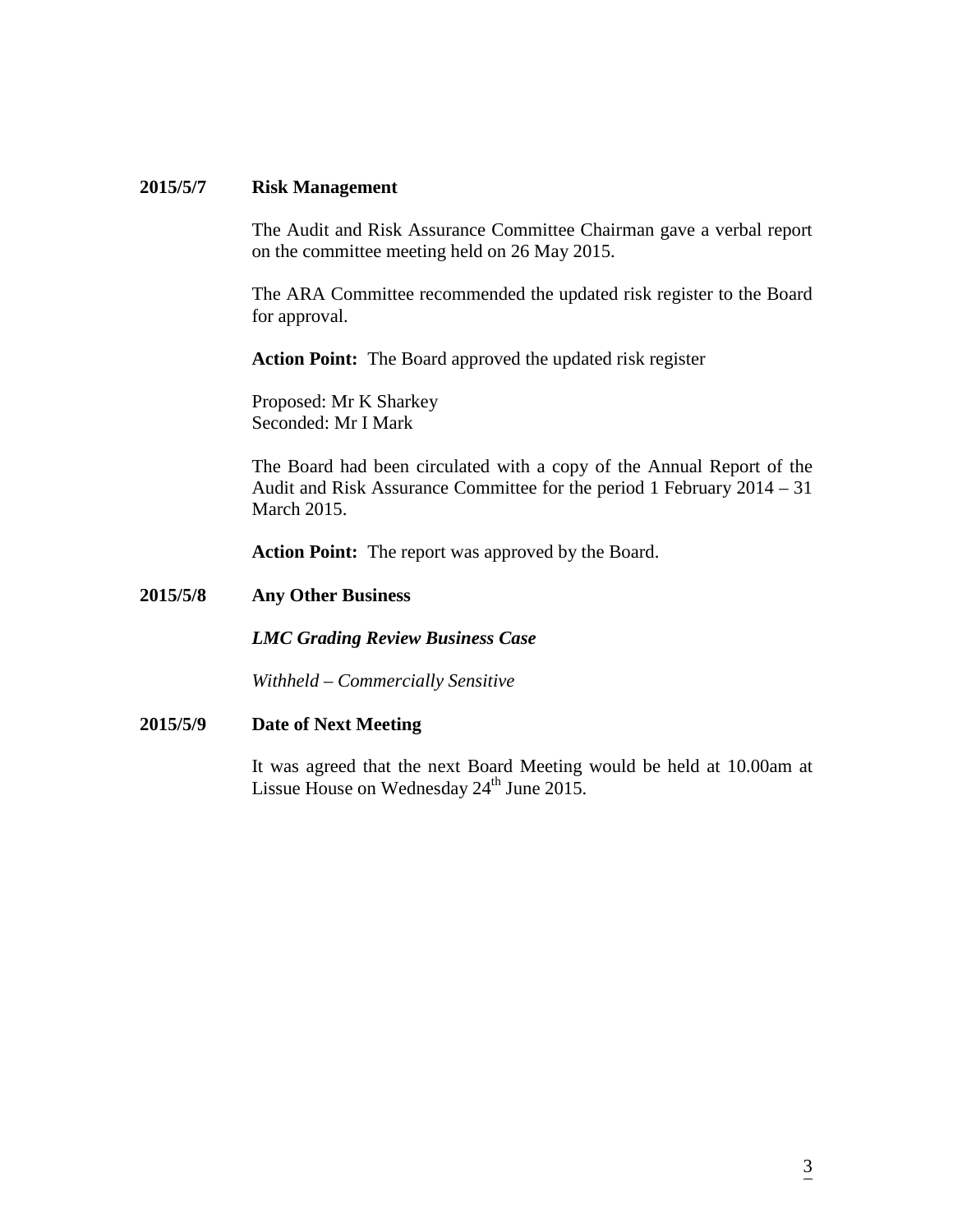**2015/5/7 Risk Management**

The Audit and Risk Assurance Committee Chairman gave a verbal report on the committee meeting held on 26 May 2015.

The ARA Committee recommended the updated risk register to the Board for approval.

**Action Point:** The Board approved the updated risk register

Proposed: Mr K Sharkey
Seconded: Mr I Mark

The Board had been circulated with a copy of the Annual Report of the Audit and Risk Assurance Committee for the period 1 February 2014 – 31 March 2015.

**Action Point:** The report was approved by the Board.

**2015/5/8 Any Other Business**

***LMC Grading Review Business Case***

*Withheld – Commercially Sensitive*

**2015/5/9 Date of Next Meeting**

It was agreed that the next Board Meeting would be held at 10.00am at Lissue House on Wednesday 24th June 2015.